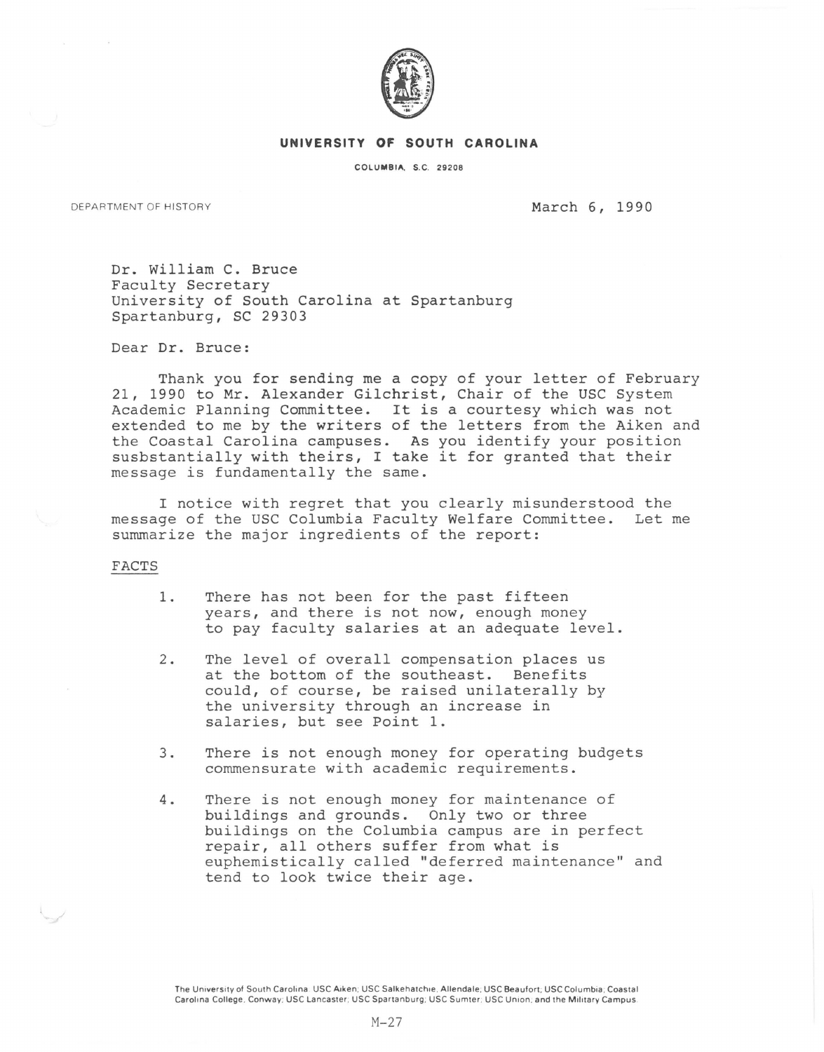**UNIVERSITY OF SOUTH CAROLINA**

COLUMBIA, S.C. 29208

DEPARTMENT OF HISTORY

March 6, 1990

Dr. William C. Bruce
Faculty Secretary
University of South Carolina at Spartanburg
Spartanburg, SC 29303

Dear Dr. Bruce:

Thank you for sending me a copy of your letter of February 21, 1990 to Mr. Alexander Gilchrist, Chair of the USC System Academic Planning Committee. It is a courtesy which was not extended to me by the writers of the letters from the Aiken and the Coastal Carolina campuses. As you identify your position susbstantially with theirs, I take it for granted that their message is fundamentally the same.

I notice with regret that you clearly misunderstood the message of the USC Columbia Faculty Welfare Committee. Let me summarize the major ingredients of the report:

FACTS

1. There has not been for the past fifteen years, and there is not now, enough money to pay faculty salaries at an adequate level.

2. The level of overall compensation places us at the bottom of the southeast. Benefits could, of course, be raised unilaterally by the university through an increase in salaries, but see Point 1.

3. There is not enough money for operating budgets commensurate with academic requirements.

4. There is not enough money for maintenance of buildings and grounds. Only two or three buildings on the Columbia campus are in perfect repair, all others suffer from what is euphemistically called "deferred maintenance" and tend to look twice their age.

The University of South Carolina: USC Aiken; USC Salkehatchie, Allendale; USC Beaufort; USC Columbia; Coastal Carolina College, Conway; USC Lancaster; USC Spartanburg; USC Sumter; USC Union; and the Military Campus.

M-27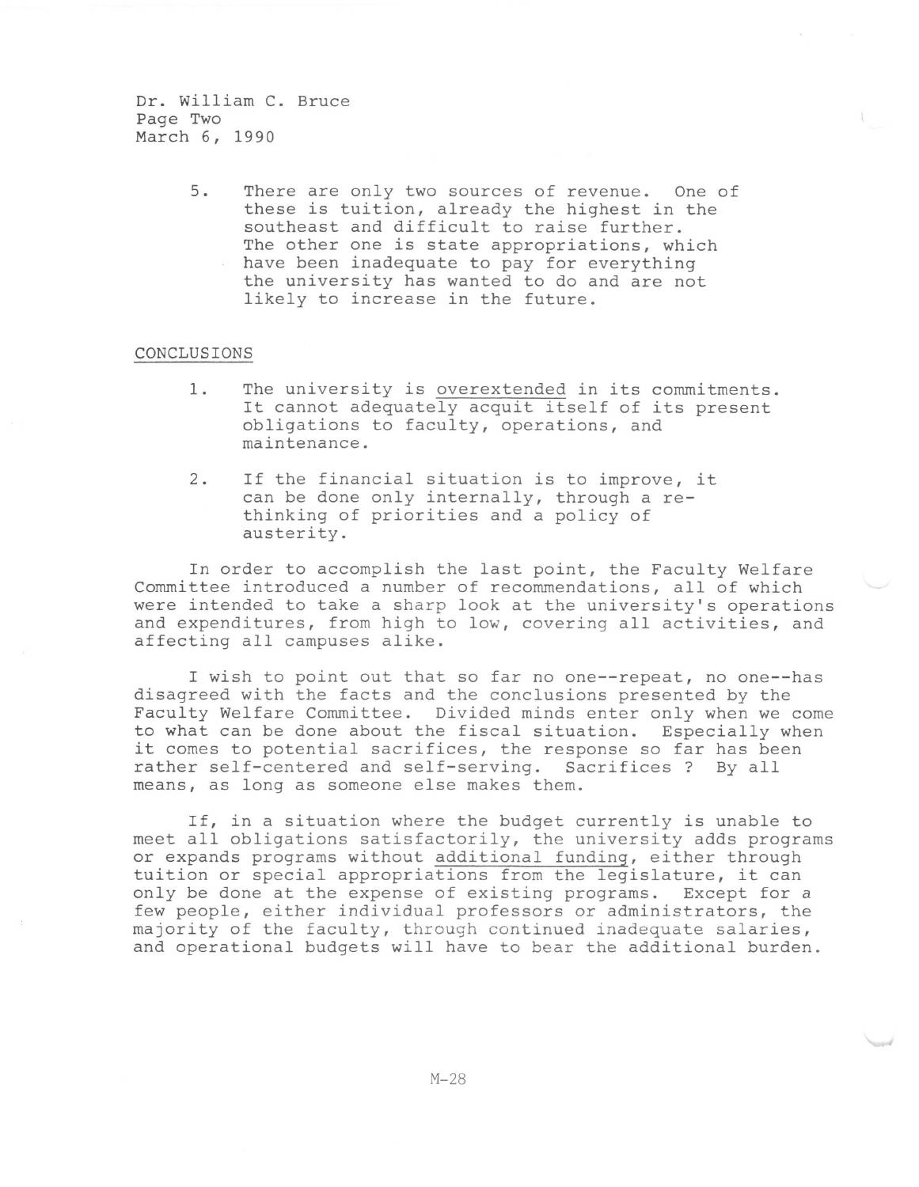Dr. William C. Bruce
Page Two
March 6, 1990

5. There are only two sources of revenue. One of these is tuition, already the highest in the southeast and difficult to raise further. The other one is state appropriations, which have been inadequate to pay for everything the university has wanted to do and are not likely to increase in the future.

CONCLUSIONS

1. The university is overextended in its commitments. It cannot adequately acquit itself of its present obligations to faculty, operations, and maintenance.

2. If the financial situation is to improve, it can be done only internally, through a re-thinking of priorities and a policy of austerity.

In order to accomplish the last point, the Faculty Welfare Committee introduced a number of recommendations, all of which were intended to take a sharp look at the university's operations and expenditures, from high to low, covering all activities, and affecting all campuses alike.

I wish to point out that so far no one--repeat, no one--has disagreed with the facts and the conclusions presented by the Faculty Welfare Committee. Divided minds enter only when we come to what can be done about the fiscal situation. Especially when it comes to potential sacrifices, the response so far has been rather self-centered and self-serving. Sacrifices ? By all means, as long as someone else makes them.

If, in a situation where the budget currently is unable to meet all obligations satisfactorily, the university adds programs or expands programs without additional funding, either through tuition or special appropriations from the legislature, it can only be done at the expense of existing programs. Except for a few people, either individual professors or administrators, the majority of the faculty, through continued inadequate salaries, and operational budgets will have to bear the additional burden.

M-28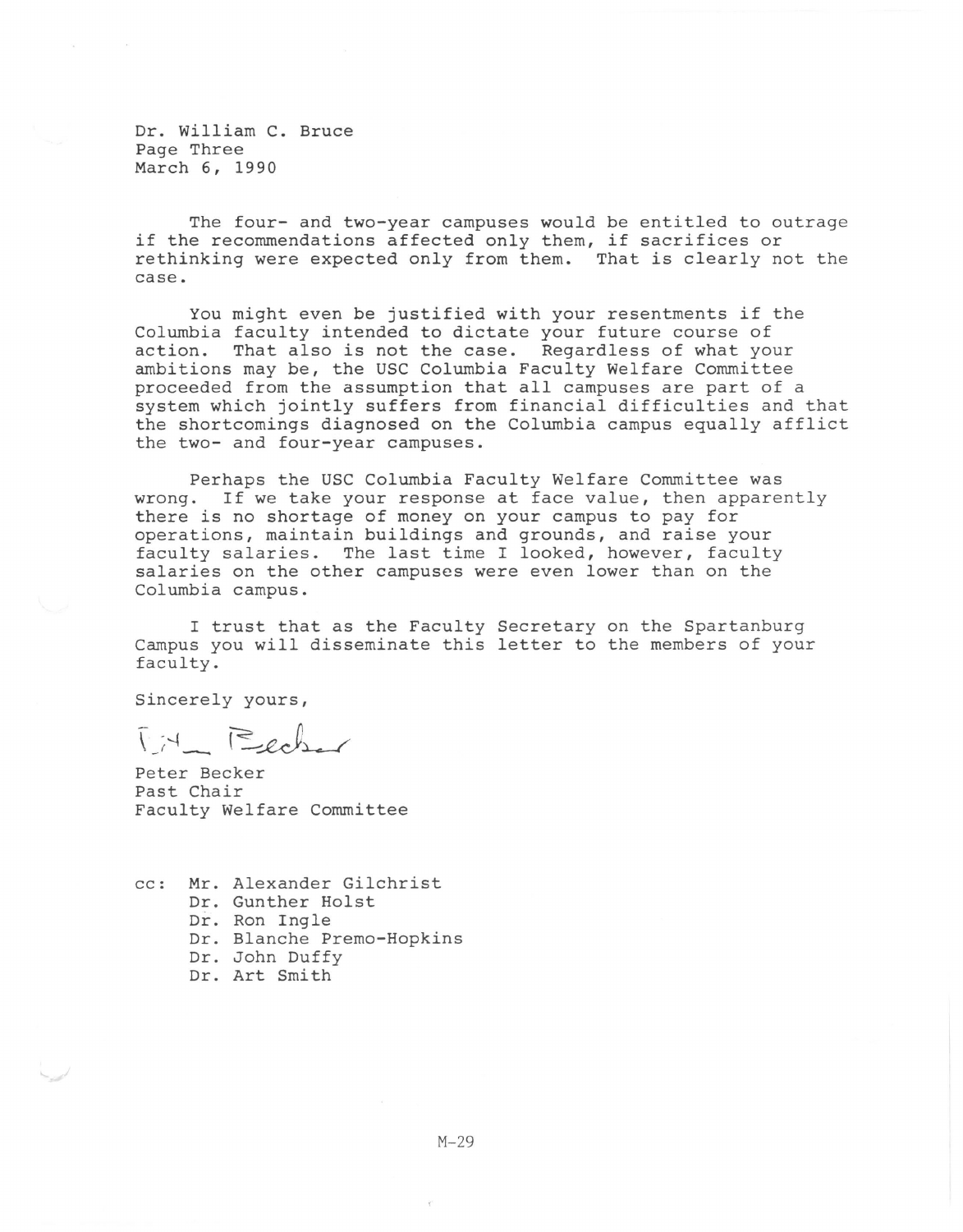Dr. William C. Bruce
Page Three
March 6, 1990

The four- and two-year campuses would be entitled to outrage if the recommendations affected only them, if sacrifices or rethinking were expected only from them. That is clearly not the case.

You might even be justified with your resentments if the Columbia faculty intended to dictate your future course of action. That also is not the case. Regardless of what your ambitions may be, the USC Columbia Faculty Welfare Committee proceeded from the assumption that all campuses are part of a system which jointly suffers from financial difficulties and that the shortcomings diagnosed on the Columbia campus equally afflict the two- and four-year campuses.

Perhaps the USC Columbia Faculty Welfare Committee was wrong. If we take your response at face value, then apparently there is no shortage of money on your campus to pay for operations, maintain buildings and grounds, and raise your faculty salaries. The last time I looked, however, faculty salaries on the other campuses were even lower than on the Columbia campus.

I trust that as the Faculty Secretary on the Spartanburg Campus you will disseminate this letter to the members of your faculty.

Sincerely yours,

Peter Becker
Past Chair
Faculty Welfare Committee

cc: Mr. Alexander Gilchrist
Dr. Gunther Holst
Dr. Ron Ingle
Dr. Blanche Premo-Hopkins
Dr. John Duffy
Dr. Art Smith

M-29